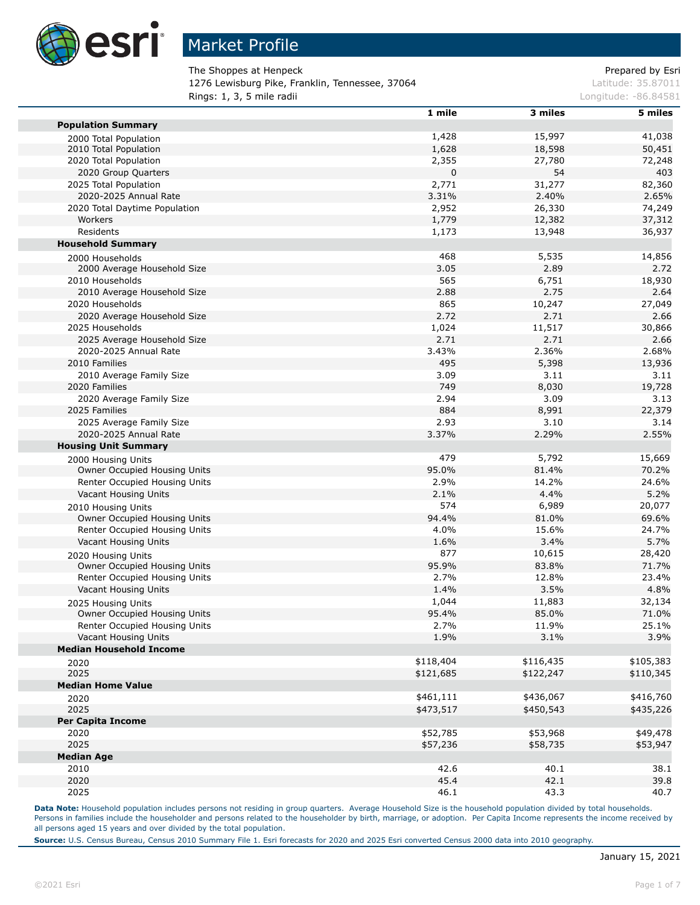# Market Profile

The Shoppes at Henpeck — Prepared by Esri
1276 Lewisburg Pike, Franklin, Tennessee, 37064 — Latitude: 35.87011
Rings: 1, 3, 5 mile radii — Longitude: -86.84581

| | 1 mile | 3 miles | 5 miles |
|---|---|---|---|
| **Population Summary** | | | |
| 2000 Total Population | 1,428 | 15,997 | 41,038 |
| 2010 Total Population | 1,628 | 18,598 | 50,451 |
| 2020 Total Population | 2,355 | 27,780 | 72,248 |
| 2020 Group Quarters | 0 | 54 | 403 |
| 2025 Total Population | 2,771 | 31,277 | 82,360 |
| 2020-2025 Annual Rate | 3.31% | 2.40% | 2.65% |
| 2020 Total Daytime Population | 2,952 | 26,330 | 74,249 |
| Workers | 1,779 | 12,382 | 37,312 |
| Residents | 1,173 | 13,948 | 36,937 |
| **Household Summary** | | | |
| 2000 Households | 468 | 5,535 | 14,856 |
| 2000 Average Household Size | 3.05 | 2.89 | 2.72 |
| 2010 Households | 565 | 6,751 | 18,930 |
| 2010 Average Household Size | 2.88 | 2.75 | 2.64 |
| 2020 Households | 865 | 10,247 | 27,049 |
| 2020 Average Household Size | 2.72 | 2.71 | 2.66 |
| 2025 Households | 1,024 | 11,517 | 30,866 |
| 2025 Average Household Size | 2.71 | 2.71 | 2.66 |
| 2020-2025 Annual Rate | 3.43% | 2.36% | 2.68% |
| 2010 Families | 495 | 5,398 | 13,936 |
| 2010 Average Family Size | 3.09 | 3.11 | 3.11 |
| 2020 Families | 749 | 8,030 | 19,728 |
| 2020 Average Family Size | 2.94 | 3.09 | 3.13 |
| 2025 Families | 884 | 8,991 | 22,379 |
| 2025 Average Family Size | 2.93 | 3.10 | 3.14 |
| 2020-2025 Annual Rate | 3.37% | 2.29% | 2.55% |
| **Housing Unit Summary** | | | |
| 2000 Housing Units | 479 | 5,792 | 15,669 |
| Owner Occupied Housing Units | 95.0% | 81.4% | 70.2% |
| Renter Occupied Housing Units | 2.9% | 14.2% | 24.6% |
| Vacant Housing Units | 2.1% | 4.4% | 5.2% |
| 2010 Housing Units | 574 | 6,989 | 20,077 |
| Owner Occupied Housing Units | 94.4% | 81.0% | 69.6% |
| Renter Occupied Housing Units | 4.0% | 15.6% | 24.7% |
| Vacant Housing Units | 1.6% | 3.4% | 5.7% |
| 2020 Housing Units | 877 | 10,615 | 28,420 |
| Owner Occupied Housing Units | 95.9% | 83.8% | 71.7% |
| Renter Occupied Housing Units | 2.7% | 12.8% | 23.4% |
| Vacant Housing Units | 1.4% | 3.5% | 4.8% |
| 2025 Housing Units | 1,044 | 11,883 | 32,134 |
| Owner Occupied Housing Units | 95.4% | 85.0% | 71.0% |
| Renter Occupied Housing Units | 2.7% | 11.9% | 25.1% |
| Vacant Housing Units | 1.9% | 3.1% | 3.9% |
| **Median Household Income** | | | |
| 2020 | $118,404 | $116,435 | $105,383 |
| 2025 | $121,685 | $122,247 | $110,345 |
| **Median Home Value** | | | |
| 2020 | $461,111 | $436,067 | $416,760 |
| 2025 | $473,517 | $450,543 | $435,226 |
| **Per Capita Income** | | | |
| 2020 | $52,785 | $53,968 | $49,478 |
| 2025 | $57,236 | $58,735 | $53,947 |
| **Median Age** | | | |
| 2010 | 42.6 | 40.1 | 38.1 |
| 2020 | 45.4 | 42.1 | 39.8 |
| 2025 | 46.1 | 43.3 | 40.7 |

**Data Note:** Household population includes persons not residing in group quarters. Average Household Size is the household population divided by total households. Persons in families include the householder and persons related to the householder by birth, marriage, or adoption. Per Capita Income represents the income received by all persons aged 15 years and over divided by the total population.

**Source:** U.S. Census Bureau, Census 2010 Summary File 1. Esri forecasts for 2020 and 2025 Esri converted Census 2000 data into 2010 geography.

January 15, 2021

©2021 Esri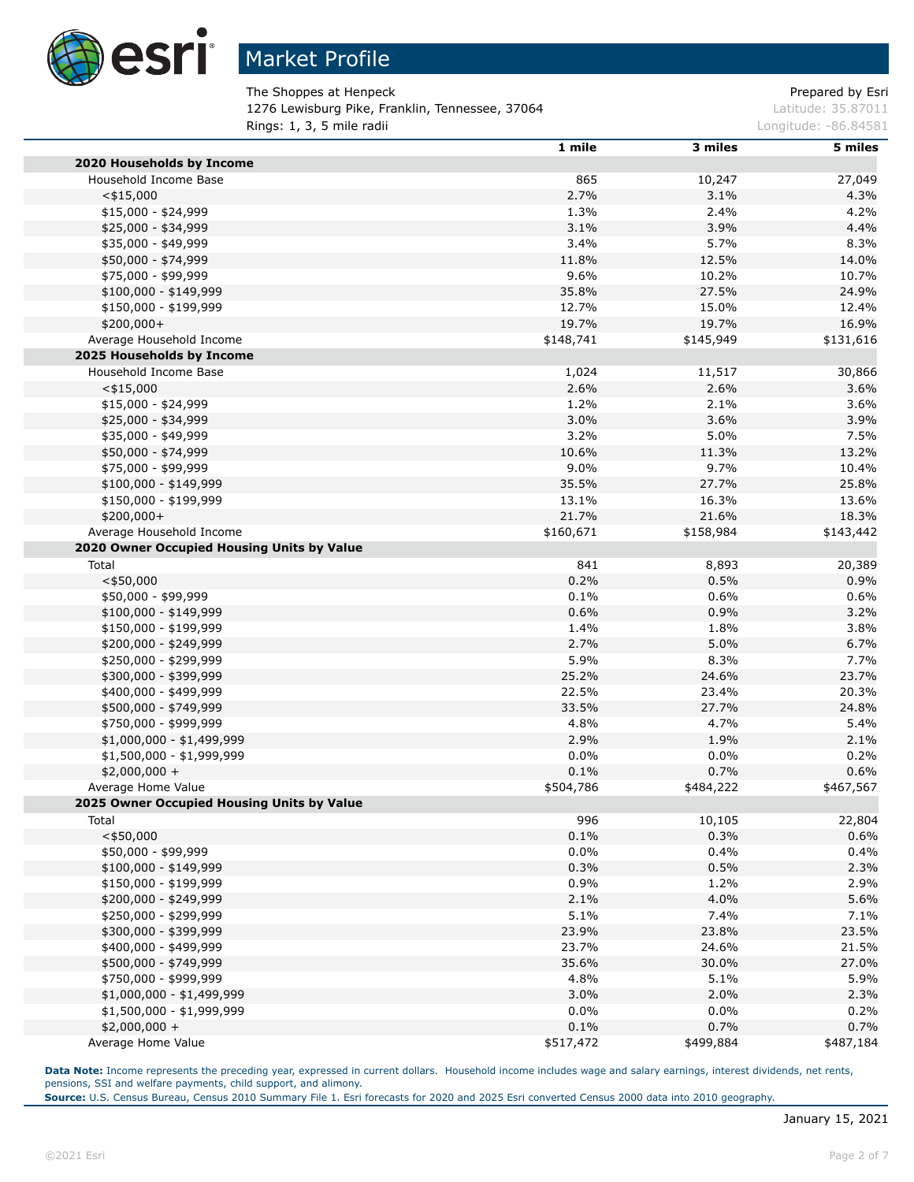# Market Profile

The Shoppes at Henpeck
1276 Lewisburg Pike, Franklin, Tennessee, 37064
Rings: 1, 3, 5 mile radii

Prepared by Esri
Latitude: 35.87011
Longitude: -86.84581

| | 1 mile | 3 miles | 5 miles |
|---|---|---|---|
| **2020 Households by Income** | | | |
| Household Income Base | 865 | 10,247 | 27,049 |
| <$15,000 | 2.7% | 3.1% | 4.3% |
| $15,000 - $24,999 | 1.3% | 2.4% | 4.2% |
| $25,000 - $34,999 | 3.1% | 3.9% | 4.4% |
| $35,000 - $49,999 | 3.4% | 5.7% | 8.3% |
| $50,000 - $74,999 | 11.8% | 12.5% | 14.0% |
| $75,000 - $99,999 | 9.6% | 10.2% | 10.7% |
| $100,000 - $149,999 | 35.8% | 27.5% | 24.9% |
| $150,000 - $199,999 | 12.7% | 15.0% | 12.4% |
| $200,000+ | 19.7% | 19.7% | 16.9% |
| Average Household Income | $148,741 | $145,949 | $131,616 |
| **2025 Households by Income** | | | |
| Household Income Base | 1,024 | 11,517 | 30,866 |
| <$15,000 | 2.6% | 2.6% | 3.6% |
| $15,000 - $24,999 | 1.2% | 2.1% | 3.6% |
| $25,000 - $34,999 | 3.0% | 3.6% | 3.9% |
| $35,000 - $49,999 | 3.2% | 5.0% | 7.5% |
| $50,000 - $74,999 | 10.6% | 11.3% | 13.2% |
| $75,000 - $99,999 | 9.0% | 9.7% | 10.4% |
| $100,000 - $149,999 | 35.5% | 27.7% | 25.8% |
| $150,000 - $199,999 | 13.1% | 16.3% | 13.6% |
| $200,000+ | 21.7% | 21.6% | 18.3% |
| Average Household Income | $160,671 | $158,984 | $143,442 |
| **2020 Owner Occupied Housing Units by Value** | | | |
| Total | 841 | 8,893 | 20,389 |
| <$50,000 | 0.2% | 0.5% | 0.9% |
| $50,000 - $99,999 | 0.1% | 0.6% | 0.6% |
| $100,000 - $149,999 | 0.6% | 0.9% | 3.2% |
| $150,000 - $199,999 | 1.4% | 1.8% | 3.8% |
| $200,000 - $249,999 | 2.7% | 5.0% | 6.7% |
| $250,000 - $299,999 | 5.9% | 8.3% | 7.7% |
| $300,000 - $399,999 | 25.2% | 24.6% | 23.7% |
| $400,000 - $499,999 | 22.5% | 23.4% | 20.3% |
| $500,000 - $749,999 | 33.5% | 27.7% | 24.8% |
| $750,000 - $999,999 | 4.8% | 4.7% | 5.4% |
| $1,000,000 - $1,499,999 | 2.9% | 1.9% | 2.1% |
| $1,500,000 - $1,999,999 | 0.0% | 0.0% | 0.2% |
| $2,000,000 + | 0.1% | 0.7% | 0.6% |
| Average Home Value | $504,786 | $484,222 | $467,567 |
| **2025 Owner Occupied Housing Units by Value** | | | |
| Total | 996 | 10,105 | 22,804 |
| <$50,000 | 0.1% | 0.3% | 0.6% |
| $50,000 - $99,999 | 0.0% | 0.4% | 0.4% |
| $100,000 - $149,999 | 0.3% | 0.5% | 2.3% |
| $150,000 - $199,999 | 0.9% | 1.2% | 2.9% |
| $200,000 - $249,999 | 2.1% | 4.0% | 5.6% |
| $250,000 - $299,999 | 5.1% | 7.4% | 7.1% |
| $300,000 - $399,999 | 23.9% | 23.8% | 23.5% |
| $400,000 - $499,999 | 23.7% | 24.6% | 21.5% |
| $500,000 - $749,999 | 35.6% | 30.0% | 27.0% |
| $750,000 - $999,999 | 4.8% | 5.1% | 5.9% |
| $1,000,000 - $1,499,999 | 3.0% | 2.0% | 2.3% |
| $1,500,000 - $1,999,999 | 0.0% | 0.0% | 0.2% |
| $2,000,000 + | 0.1% | 0.7% | 0.7% |
| Average Home Value | $517,472 | $499,884 | $487,184 |

**Data Note:** Income represents the preceding year, expressed in current dollars. Household income includes wage and salary earnings, interest dividends, net rents, pensions, SSI and welfare payments, child support, and alimony.
**Source:** U.S. Census Bureau, Census 2010 Summary File 1. Esri forecasts for 2020 and 2025 Esri converted Census 2000 data into 2010 geography.

January 15, 2021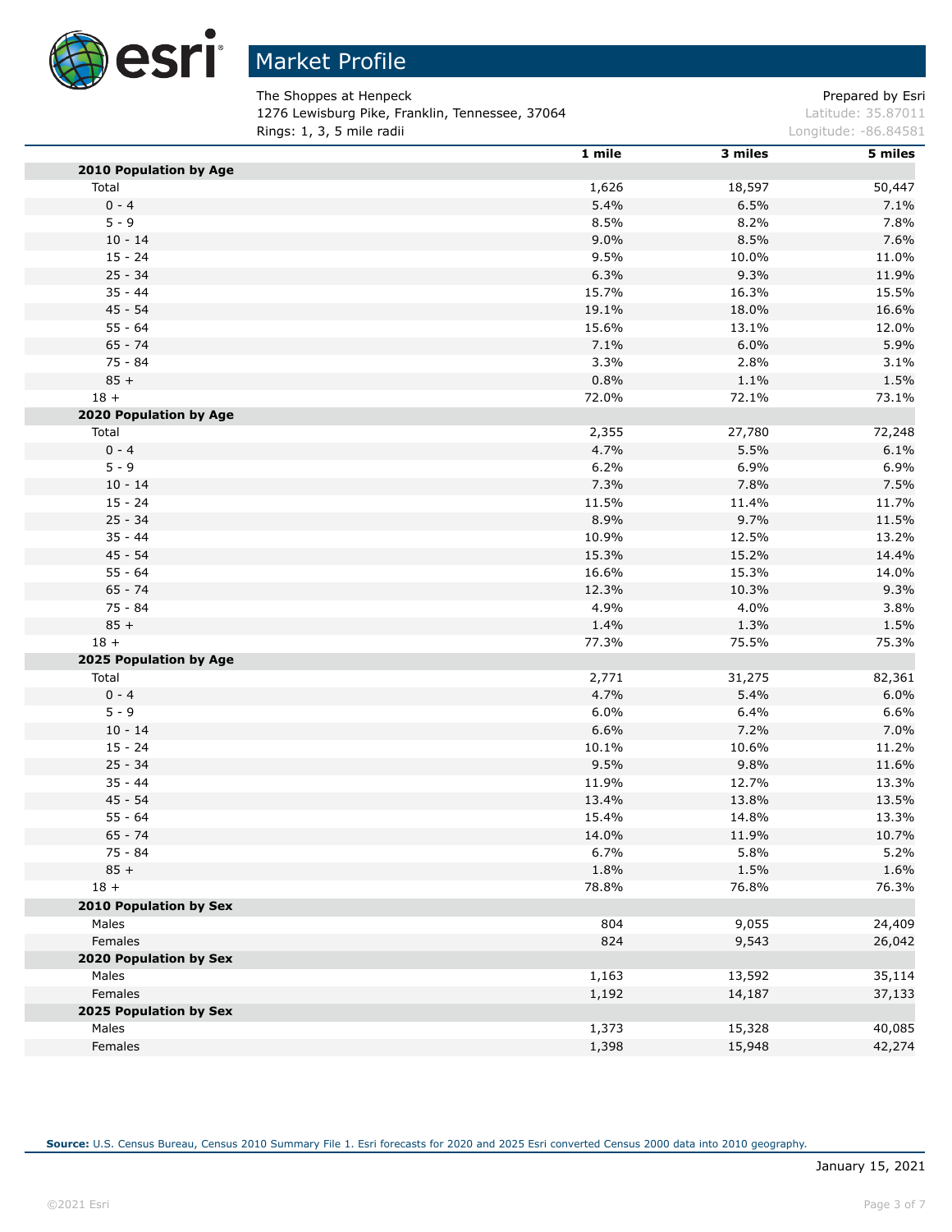# Market Profile

The Shoppes at Henpeck
1276 Lewisburg Pike, Franklin, Tennessee, 37064
Rings: 1, 3, 5 mile radii

Prepared by Esri
Latitude: 35.87011
Longitude: -86.84581

| | 1 mile | 3 miles | 5 miles |
|---|---|---|---|
| **2010 Population by Age** | | | |
| Total | 1,626 | 18,597 | 50,447 |
| 0 - 4 | 5.4% | 6.5% | 7.1% |
| 5 - 9 | 8.5% | 8.2% | 7.8% |
| 10 - 14 | 9.0% | 8.5% | 7.6% |
| 15 - 24 | 9.5% | 10.0% | 11.0% |
| 25 - 34 | 6.3% | 9.3% | 11.9% |
| 35 - 44 | 15.7% | 16.3% | 15.5% |
| 45 - 54 | 19.1% | 18.0% | 16.6% |
| 55 - 64 | 15.6% | 13.1% | 12.0% |
| 65 - 74 | 7.1% | 6.0% | 5.9% |
| 75 - 84 | 3.3% | 2.8% | 3.1% |
| 85 + | 0.8% | 1.1% | 1.5% |
| 18 + | 72.0% | 72.1% | 73.1% |
| **2020 Population by Age** | | | |
| Total | 2,355 | 27,780 | 72,248 |
| 0 - 4 | 4.7% | 5.5% | 6.1% |
| 5 - 9 | 6.2% | 6.9% | 6.9% |
| 10 - 14 | 7.3% | 7.8% | 7.5% |
| 15 - 24 | 11.5% | 11.4% | 11.7% |
| 25 - 34 | 8.9% | 9.7% | 11.5% |
| 35 - 44 | 10.9% | 12.5% | 13.2% |
| 45 - 54 | 15.3% | 15.2% | 14.4% |
| 55 - 64 | 16.6% | 15.3% | 14.0% |
| 65 - 74 | 12.3% | 10.3% | 9.3% |
| 75 - 84 | 4.9% | 4.0% | 3.8% |
| 85 + | 1.4% | 1.3% | 1.5% |
| 18 + | 77.3% | 75.5% | 75.3% |
| **2025 Population by Age** | | | |
| Total | 2,771 | 31,275 | 82,361 |
| 0 - 4 | 4.7% | 5.4% | 6.0% |
| 5 - 9 | 6.0% | 6.4% | 6.6% |
| 10 - 14 | 6.6% | 7.2% | 7.0% |
| 15 - 24 | 10.1% | 10.6% | 11.2% |
| 25 - 34 | 9.5% | 9.8% | 11.6% |
| 35 - 44 | 11.9% | 12.7% | 13.3% |
| 45 - 54 | 13.4% | 13.8% | 13.5% |
| 55 - 64 | 15.4% | 14.8% | 13.3% |
| 65 - 74 | 14.0% | 11.9% | 10.7% |
| 75 - 84 | 6.7% | 5.8% | 5.2% |
| 85 + | 1.8% | 1.5% | 1.6% |
| 18 + | 78.8% | 76.8% | 76.3% |
| **2010 Population by Sex** | | | |
| Males | 804 | 9,055 | 24,409 |
| Females | 824 | 9,543 | 26,042 |
| **2020 Population by Sex** | | | |
| Males | 1,163 | 13,592 | 35,114 |
| Females | 1,192 | 14,187 | 37,133 |
| **2025 Population by Sex** | | | |
| Males | 1,373 | 15,328 | 40,085 |
| Females | 1,398 | 15,948 | 42,274 |

**Source:** U.S. Census Bureau, Census 2010 Summary File 1. Esri forecasts for 2020 and 2025 Esri converted Census 2000 data into 2010 geography.

January 15, 2021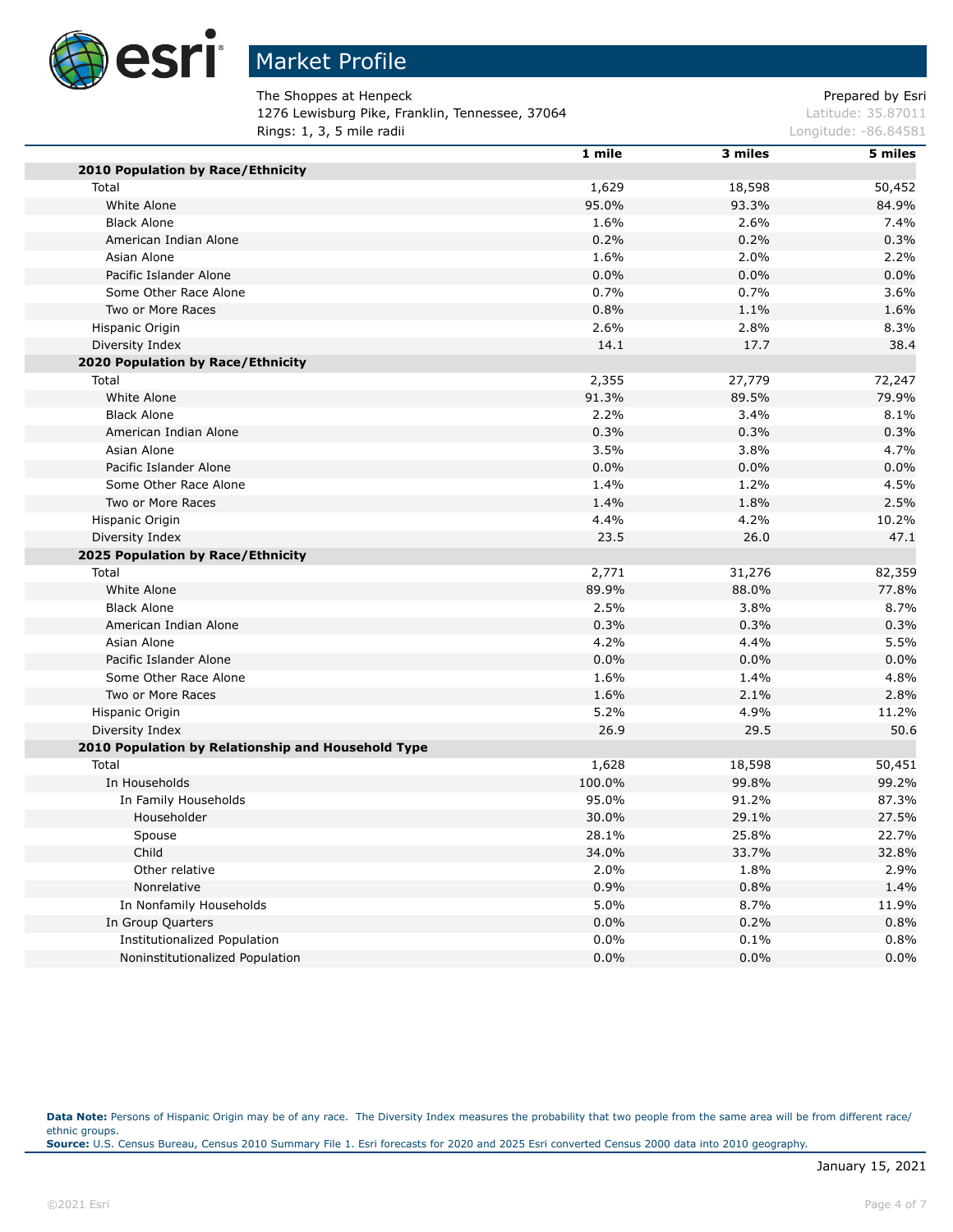# Market Profile

The Shoppes at Henpeck  
1276 Lewisburg Pike, Franklin, Tennessee, 37064  
Rings: 1, 3, 5 mile radii

Prepared by Esri  
Latitude: 35.87011  
Longitude: -86.84581

| | 1 mile | 3 miles | 5 miles |
|---|---|---|---|
| **2010 Population by Race/Ethnicity** | | | |
| Total | 1,629 | 18,598 | 50,452 |
| White Alone | 95.0% | 93.3% | 84.9% |
| Black Alone | 1.6% | 2.6% | 7.4% |
| American Indian Alone | 0.2% | 0.2% | 0.3% |
| Asian Alone | 1.6% | 2.0% | 2.2% |
| Pacific Islander Alone | 0.0% | 0.0% | 0.0% |
| Some Other Race Alone | 0.7% | 0.7% | 3.6% |
| Two or More Races | 0.8% | 1.1% | 1.6% |
| Hispanic Origin | 2.6% | 2.8% | 8.3% |
| Diversity Index | 14.1 | 17.7 | 38.4 |
| **2020 Population by Race/Ethnicity** | | | |
| Total | 2,355 | 27,779 | 72,247 |
| White Alone | 91.3% | 89.5% | 79.9% |
| Black Alone | 2.2% | 3.4% | 8.1% |
| American Indian Alone | 0.3% | 0.3% | 0.3% |
| Asian Alone | 3.5% | 3.8% | 4.7% |
| Pacific Islander Alone | 0.0% | 0.0% | 0.0% |
| Some Other Race Alone | 1.4% | 1.2% | 4.5% |
| Two or More Races | 1.4% | 1.8% | 2.5% |
| Hispanic Origin | 4.4% | 4.2% | 10.2% |
| Diversity Index | 23.5 | 26.0 | 47.1 |
| **2025 Population by Race/Ethnicity** | | | |
| Total | 2,771 | 31,276 | 82,359 |
| White Alone | 89.9% | 88.0% | 77.8% |
| Black Alone | 2.5% | 3.8% | 8.7% |
| American Indian Alone | 0.3% | 0.3% | 0.3% |
| Asian Alone | 4.2% | 4.4% | 5.5% |
| Pacific Islander Alone | 0.0% | 0.0% | 0.0% |
| Some Other Race Alone | 1.6% | 1.4% | 4.8% |
| Two or More Races | 1.6% | 2.1% | 2.8% |
| Hispanic Origin | 5.2% | 4.9% | 11.2% |
| Diversity Index | 26.9 | 29.5 | 50.6 |
| **2010 Population by Relationship and Household Type** | | | |
| Total | 1,628 | 18,598 | 50,451 |
| In Households | 100.0% | 99.8% | 99.2% |
| In Family Households | 95.0% | 91.2% | 87.3% |
| Householder | 30.0% | 29.1% | 27.5% |
| Spouse | 28.1% | 25.8% | 22.7% |
| Child | 34.0% | 33.7% | 32.8% |
| Other relative | 2.0% | 1.8% | 2.9% |
| Nonrelative | 0.9% | 0.8% | 1.4% |
| In Nonfamily Households | 5.0% | 8.7% | 11.9% |
| In Group Quarters | 0.0% | 0.2% | 0.8% |
| Institutionalized Population | 0.0% | 0.1% | 0.8% |
| Noninstitutionalized Population | 0.0% | 0.0% | 0.0% |

**Data Note:** Persons of Hispanic Origin may be of any race. The Diversity Index measures the probability that two people from the same area will be from different race/ethnic groups.  
**Source:** U.S. Census Bureau, Census 2010 Summary File 1. Esri forecasts for 2020 and 2025 Esri converted Census 2000 data into 2010 geography.

January 15, 2021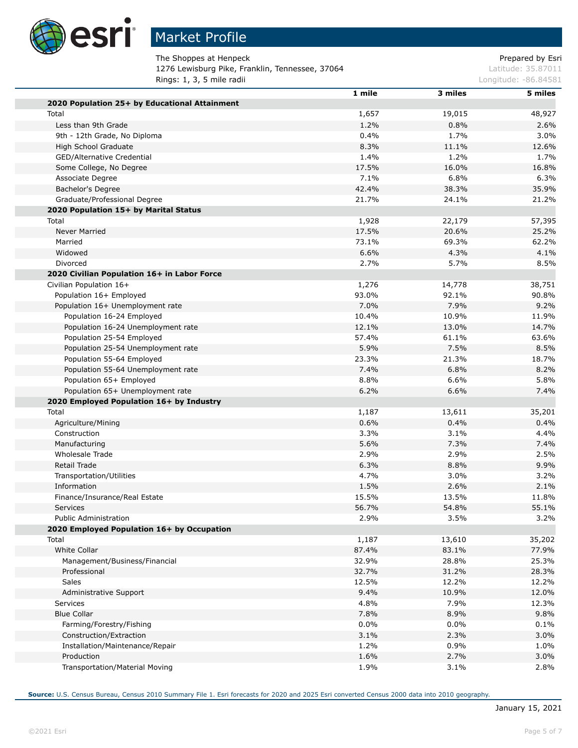# Market Profile

The Shoppes at Henpeck
1276 Lewisburg Pike, Franklin, Tennessee, 37064
Rings: 1, 3, 5 mile radii

Prepared by Esri
Latitude: 35.87011
Longitude: -86.84581

| | 1 mile | 3 miles | 5 miles |
|---|---|---|---|
| **2020 Population 25+ by Educational Attainment** | | | |
| Total | 1,657 | 19,015 | 48,927 |
| Less than 9th Grade | 1.2% | 0.8% | 2.6% |
| 9th - 12th Grade, No Diploma | 0.4% | 1.7% | 3.0% |
| High School Graduate | 8.3% | 11.1% | 12.6% |
| GED/Alternative Credential | 1.4% | 1.2% | 1.7% |
| Some College, No Degree | 17.5% | 16.0% | 16.8% |
| Associate Degree | 7.1% | 6.8% | 6.3% |
| Bachelor's Degree | 42.4% | 38.3% | 35.9% |
| Graduate/Professional Degree | 21.7% | 24.1% | 21.2% |
| **2020 Population 15+ by Marital Status** | | | |
| Total | 1,928 | 22,179 | 57,395 |
| Never Married | 17.5% | 20.6% | 25.2% |
| Married | 73.1% | 69.3% | 62.2% |
| Widowed | 6.6% | 4.3% | 4.1% |
| Divorced | 2.7% | 5.7% | 8.5% |
| **2020 Civilian Population 16+ in Labor Force** | | | |
| Civilian Population 16+ | 1,276 | 14,778 | 38,751 |
| Population 16+ Employed | 93.0% | 92.1% | 90.8% |
| Population 16+ Unemployment rate | 7.0% | 7.9% | 9.2% |
| Population 16-24 Employed | 10.4% | 10.9% | 11.9% |
| Population 16-24 Unemployment rate | 12.1% | 13.0% | 14.7% |
| Population 25-54 Employed | 57.4% | 61.1% | 63.6% |
| Population 25-54 Unemployment rate | 5.9% | 7.5% | 8.5% |
| Population 55-64 Employed | 23.3% | 21.3% | 18.7% |
| Population 55-64 Unemployment rate | 7.4% | 6.8% | 8.2% |
| Population 65+ Employed | 8.8% | 6.6% | 5.8% |
| Population 65+ Unemployment rate | 6.2% | 6.6% | 7.4% |
| **2020 Employed Population 16+ by Industry** | | | |
| Total | 1,187 | 13,611 | 35,201 |
| Agriculture/Mining | 0.6% | 0.4% | 0.4% |
| Construction | 3.3% | 3.1% | 4.4% |
| Manufacturing | 5.6% | 7.3% | 7.4% |
| Wholesale Trade | 2.9% | 2.9% | 2.5% |
| Retail Trade | 6.3% | 8.8% | 9.9% |
| Transportation/Utilities | 4.7% | 3.0% | 3.2% |
| Information | 1.5% | 2.6% | 2.1% |
| Finance/Insurance/Real Estate | 15.5% | 13.5% | 11.8% |
| Services | 56.7% | 54.8% | 55.1% |
| Public Administration | 2.9% | 3.5% | 3.2% |
| **2020 Employed Population 16+ by Occupation** | | | |
| Total | 1,187 | 13,610 | 35,202 |
| White Collar | 87.4% | 83.1% | 77.9% |
| Management/Business/Financial | 32.9% | 28.8% | 25.3% |
| Professional | 32.7% | 31.2% | 28.3% |
| Sales | 12.5% | 12.2% | 12.2% |
| Administrative Support | 9.4% | 10.9% | 12.0% |
| Services | 4.8% | 7.9% | 12.3% |
| Blue Collar | 7.8% | 8.9% | 9.8% |
| Farming/Forestry/Fishing | 0.0% | 0.0% | 0.1% |
| Construction/Extraction | 3.1% | 2.3% | 3.0% |
| Installation/Maintenance/Repair | 1.2% | 0.9% | 1.0% |
| Production | 1.6% | 2.7% | 3.0% |
| Transportation/Material Moving | 1.9% | 3.1% | 2.8% |

**Source:** U.S. Census Bureau, Census 2010 Summary File 1. Esri forecasts for 2020 and 2025 Esri converted Census 2000 data into 2010 geography.

January 15, 2021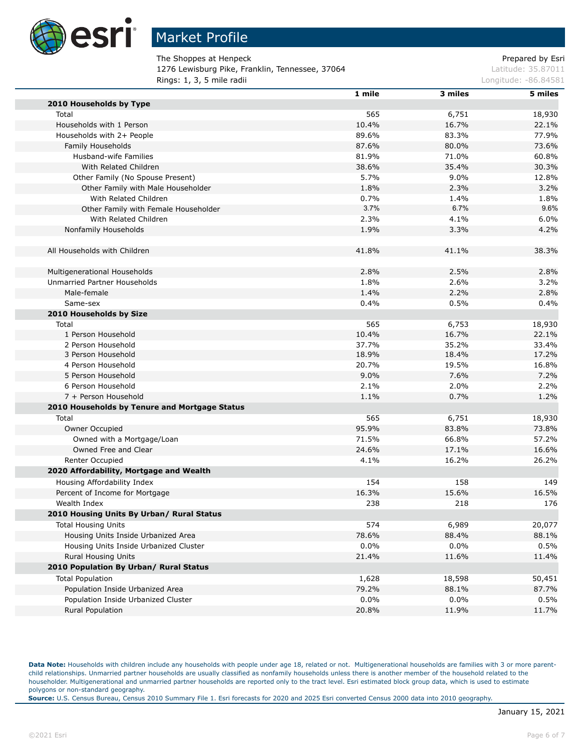# Market Profile

The Shoppes at Henpeck
1276 Lewisburg Pike, Franklin, Tennessee, 37064
Rings: 1, 3, 5 mile radii

Prepared by Esri
Latitude: 35.87011
Longitude: -86.84581

| | 1 mile | 3 miles | 5 miles |
|---|---|---|---|
| **2010 Households by Type** | | | |
| Total | 565 | 6,751 | 18,930 |
| Households with 1 Person | 10.4% | 16.7% | 22.1% |
| Households with 2+ People | 89.6% | 83.3% | 77.9% |
| Family Households | 87.6% | 80.0% | 73.6% |
| Husband-wife Families | 81.9% | 71.0% | 60.8% |
| With Related Children | 38.6% | 35.4% | 30.3% |
| Other Family (No Spouse Present) | 5.7% | 9.0% | 12.8% |
| Other Family with Male Householder | 1.8% | 2.3% | 3.2% |
| With Related Children | 0.7% | 1.4% | 1.8% |
| Other Family with Female Householder | 3.7% | 6.7% | 9.6% |
| With Related Children | 2.3% | 4.1% | 6.0% |
| Nonfamily Households | 1.9% | 3.3% | 4.2% |
| | | | |
| All Households with Children | 41.8% | 41.1% | 38.3% |
| | | | |
| Multigenerational Households | 2.8% | 2.5% | 2.8% |
| Unmarried Partner Households | 1.8% | 2.6% | 3.2% |
| Male-female | 1.4% | 2.2% | 2.8% |
| Same-sex | 0.4% | 0.5% | 0.4% |
| **2010 Households by Size** | | | |
| Total | 565 | 6,753 | 18,930 |
| 1 Person Household | 10.4% | 16.7% | 22.1% |
| 2 Person Household | 37.7% | 35.2% | 33.4% |
| 3 Person Household | 18.9% | 18.4% | 17.2% |
| 4 Person Household | 20.7% | 19.5% | 16.8% |
| 5 Person Household | 9.0% | 7.6% | 7.2% |
| 6 Person Household | 2.1% | 2.0% | 2.2% |
| 7 + Person Household | 1.1% | 0.7% | 1.2% |
| **2010 Households by Tenure and Mortgage Status** | | | |
| Total | 565 | 6,751 | 18,930 |
| Owner Occupied | 95.9% | 83.8% | 73.8% |
| Owned with a Mortgage/Loan | 71.5% | 66.8% | 57.2% |
| Owned Free and Clear | 24.6% | 17.1% | 16.6% |
| Renter Occupied | 4.1% | 16.2% | 26.2% |
| **2020 Affordability, Mortgage and Wealth** | | | |
| Housing Affordability Index | 154 | 158 | 149 |
| Percent of Income for Mortgage | 16.3% | 15.6% | 16.5% |
| Wealth Index | 238 | 218 | 176 |
| **2010 Housing Units By Urban/ Rural Status** | | | |
| Total Housing Units | 574 | 6,989 | 20,077 |
| Housing Units Inside Urbanized Area | 78.6% | 88.4% | 88.1% |
| Housing Units Inside Urbanized Cluster | 0.0% | 0.0% | 0.5% |
| Rural Housing Units | 21.4% | 11.6% | 11.4% |
| **2010 Population By Urban/ Rural Status** | | | |
| Total Population | 1,628 | 18,598 | 50,451 |
| Population Inside Urbanized Area | 79.2% | 88.1% | 87.7% |
| Population Inside Urbanized Cluster | 0.0% | 0.0% | 0.5% |
| Rural Population | 20.8% | 11.9% | 11.7% |

**Data Note:** Households with children include any households with people under age 18, related or not. Multigenerational households are families with 3 or more parent-child relationships. Unmarried partner households are usually classified as nonfamily households unless there is another member of the household related to the householder. Multigenerational and unmarried partner households are reported only to the tract level. Esri estimated block group data, which is used to estimate polygons or non-standard geography.
**Source:** U.S. Census Bureau, Census 2010 Summary File 1. Esri forecasts for 2020 and 2025 Esri converted Census 2000 data into 2010 geography.

January 15, 2021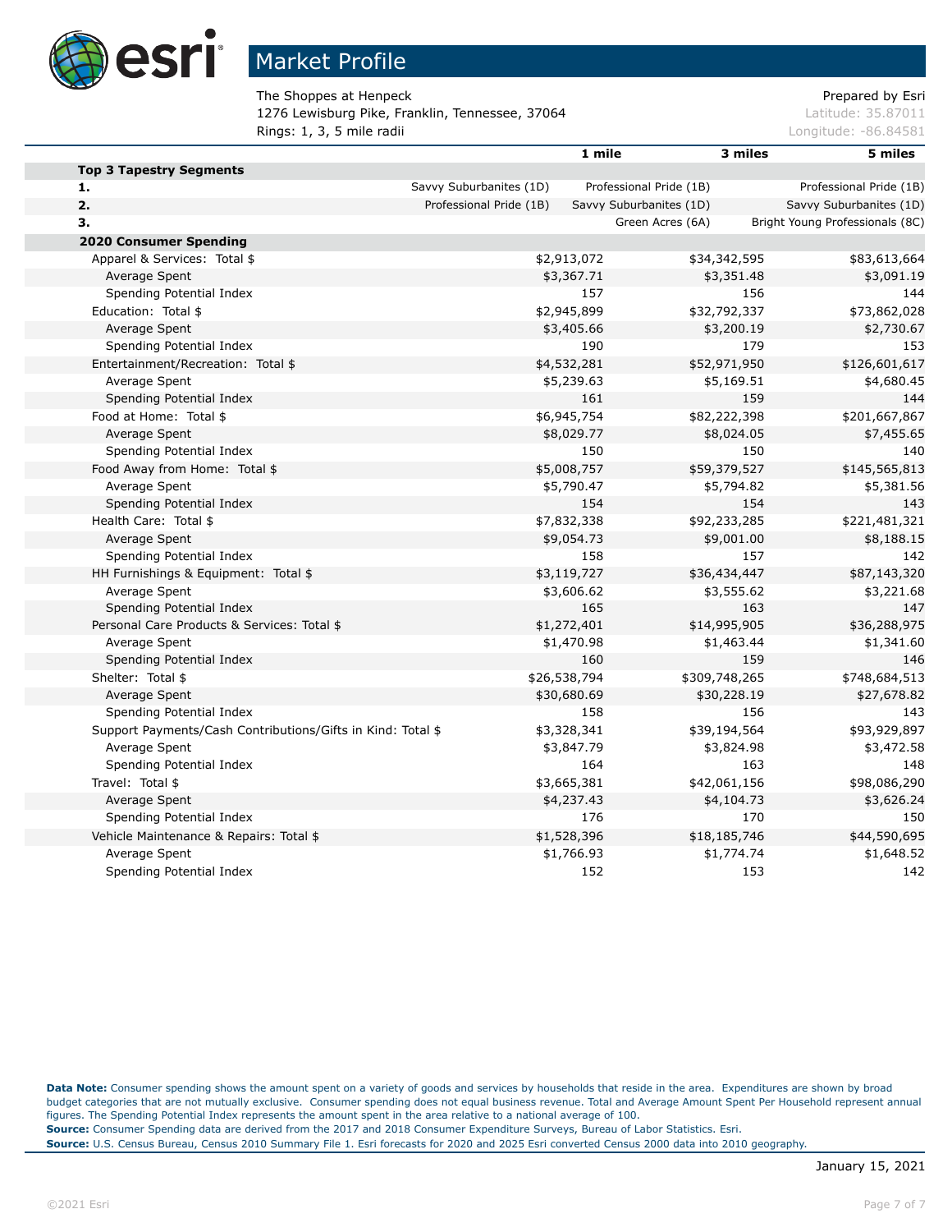# Market Profile

The Shoppes at Henpeck
1276 Lewisburg Pike, Franklin, Tennessee, 37064
Rings: 1, 3, 5 mile radii

Prepared by Esri
Latitude: 35.87011
Longitude: -86.84581

| | 1 mile | 3 miles | 5 miles |
|---|---|---|---|
| **Top 3 Tapestry Segments** | | | |
| **1.** | Savvy Suburbanites (1D) | Professional Pride (1B) | Professional Pride (1B) |
| **2.** | Professional Pride (1B) | Savvy Suburbanites (1D) | Savvy Suburbanites (1D) |
| **3.** | | Green Acres (6A) | Bright Young Professionals (8C) |
| **2020 Consumer Spending** | | | |
| Apparel & Services: Total $ | $2,913,072 | $34,342,595 | $83,613,664 |
| Average Spent | $3,367.71 | $3,351.48 | $3,091.19 |
| Spending Potential Index | 157 | 156 | 144 |
| Education: Total $ | $2,945,899 | $32,792,337 | $73,862,028 |
| Average Spent | $3,405.66 | $3,200.19 | $2,730.67 |
| Spending Potential Index | 190 | 179 | 153 |
| Entertainment/Recreation: Total $ | $4,532,281 | $52,971,950 | $126,601,617 |
| Average Spent | $5,239.63 | $5,169.51 | $4,680.45 |
| Spending Potential Index | 161 | 159 | 144 |
| Food at Home: Total $ | $6,945,754 | $82,222,398 | $201,667,867 |
| Average Spent | $8,029.77 | $8,024.05 | $7,455.65 |
| Spending Potential Index | 150 | 150 | 140 |
| Food Away from Home: Total $ | $5,008,757 | $59,379,527 | $145,565,813 |
| Average Spent | $5,790.47 | $5,794.82 | $5,381.56 |
| Spending Potential Index | 154 | 154 | 143 |
| Health Care: Total $ | $7,832,338 | $92,233,285 | $221,481,321 |
| Average Spent | $9,054.73 | $9,001.00 | $8,188.15 |
| Spending Potential Index | 158 | 157 | 142 |
| HH Furnishings & Equipment: Total $ | $3,119,727 | $36,434,447 | $87,143,320 |
| Average Spent | $3,606.62 | $3,555.62 | $3,221.68 |
| Spending Potential Index | 165 | 163 | 147 |
| Personal Care Products & Services: Total $ | $1,272,401 | $14,995,905 | $36,288,975 |
| Average Spent | $1,470.98 | $1,463.44 | $1,341.60 |
| Spending Potential Index | 160 | 159 | 146 |
| Shelter: Total $ | $26,538,794 | $309,748,265 | $748,684,513 |
| Average Spent | $30,680.69 | $30,228.19 | $27,678.82 |
| Spending Potential Index | 158 | 156 | 143 |
| Support Payments/Cash Contributions/Gifts in Kind: Total $ | $3,328,341 | $39,194,564 | $93,929,897 |
| Average Spent | $3,847.79 | $3,824.98 | $3,472.58 |
| Spending Potential Index | 164 | 163 | 148 |
| Travel: Total $ | $3,665,381 | $42,061,156 | $98,086,290 |
| Average Spent | $4,237.43 | $4,104.73 | $3,626.24 |
| Spending Potential Index | 176 | 170 | 150 |
| Vehicle Maintenance & Repairs: Total $ | $1,528,396 | $18,185,746 | $44,590,695 |
| Average Spent | $1,766.93 | $1,774.74 | $1,648.52 |
| Spending Potential Index | 152 | 153 | 142 |

**Data Note:** Consumer spending shows the amount spent on a variety of goods and services by households that reside in the area. Expenditures are shown by broad budget categories that are not mutually exclusive. Consumer spending does not equal business revenue. Total and Average Amount Spent Per Household represent annual figures. The Spending Potential Index represents the amount spent in the area relative to a national average of 100.
**Source:** Consumer Spending data are derived from the 2017 and 2018 Consumer Expenditure Surveys, Bureau of Labor Statistics. Esri.
**Source:** U.S. Census Bureau, Census 2010 Summary File 1. Esri forecasts for 2020 and 2025 Esri converted Census 2000 data into 2010 geography.

January 15, 2021